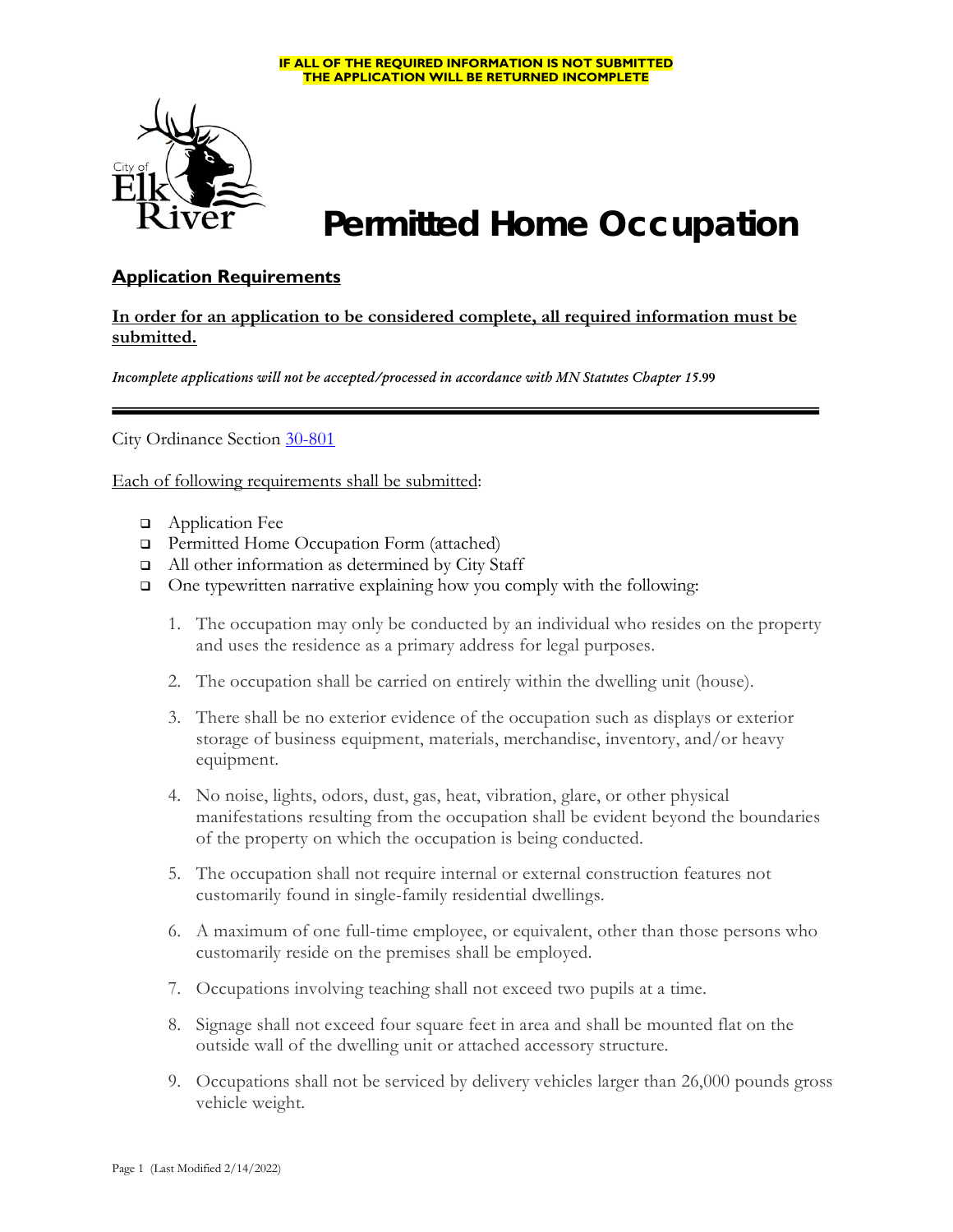**IF ALL OF THE REQUIRED INFORMATION IS NOT SUBMITTED THE APPLICATION WILL BE RETURNED INCOMPLETE**

City of Elk River

# Permitted Home Occupation

## Application Requirements

**In order for an application to be considered complete, all required information must be submitted.**

*Incomplete applications will not be accepted/processed in accordance with MN Statutes Chapter 15.99*

---

City Ordinance Section 30-801

Each of following requirements shall be submitted:

- Application Fee
- Permitted Home Occupation Form (attached)
- All other information as determined by City Staff
- One typewritten narrative explaining how you comply with the following:

  1. The occupation may only be conducted by an individual who resides on the property and uses the residence as a primary address for legal purposes.
  2. The occupation shall be carried on entirely within the dwelling unit (house).
  3. There shall be no exterior evidence of the occupation such as displays or exterior storage of business equipment, materials, merchandise, inventory, and/or heavy equipment.
  4. No noise, lights, odors, dust, gas, heat, vibration, glare, or other physical manifestations resulting from the occupation shall be evident beyond the boundaries of the property on which the occupation is being conducted.
  5. The occupation shall not require internal or external construction features not customarily found in single-family residential dwellings.
  6. A maximum of one full-time employee, or equivalent, other than those persons who customarily reside on the premises shall be employed.
  7. Occupations involving teaching shall not exceed two pupils at a time.
  8. Signage shall not exceed four square feet in area and shall be mounted flat on the outside wall of the dwelling unit or attached accessory structure.
  9. Occupations shall not be serviced by delivery vehicles larger than 26,000 pounds gross vehicle weight.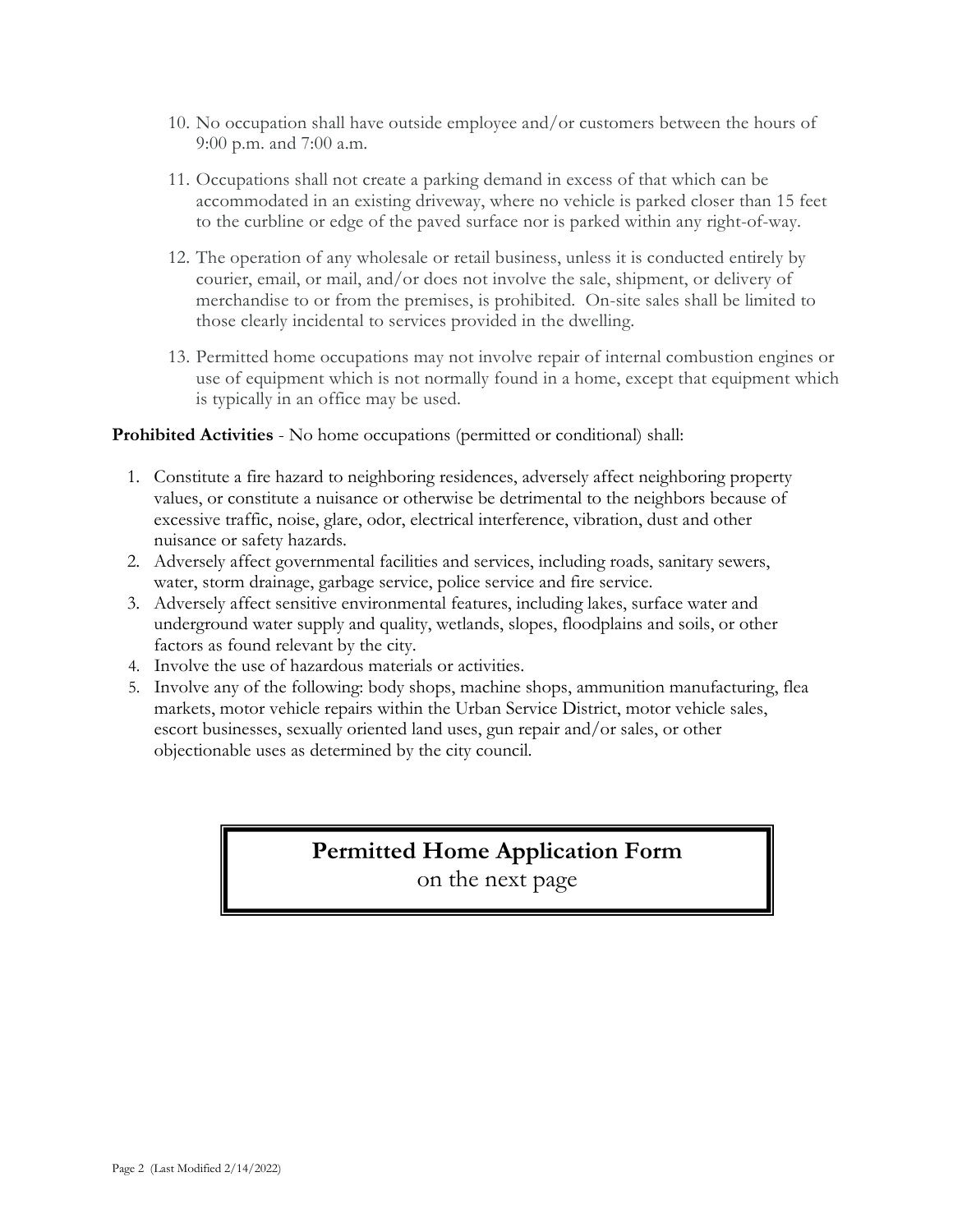10. No occupation shall have outside employee and/or customers between the hours of 9:00 p.m. and 7:00 a.m.

11. Occupations shall not create a parking demand in excess of that which can be accommodated in an existing driveway, where no vehicle is parked closer than 15 feet to the curbline or edge of the paved surface nor is parked within any right-of-way.

12. The operation of any wholesale or retail business, unless it is conducted entirely by courier, email, or mail, and/or does not involve the sale, shipment, or delivery of merchandise to or from the premises, is prohibited. On-site sales shall be limited to those clearly incidental to services provided in the dwelling.

13. Permitted home occupations may not involve repair of internal combustion engines or use of equipment which is not normally found in a home, except that equipment which is typically in an office may be used.

**Prohibited Activities** - No home occupations (permitted or conditional) shall:

1. Constitute a fire hazard to neighboring residences, adversely affect neighboring property values, or constitute a nuisance or otherwise be detrimental to the neighbors because of excessive traffic, noise, glare, odor, electrical interference, vibration, dust and other nuisance or safety hazards.
2. Adversely affect governmental facilities and services, including roads, sanitary sewers, water, storm drainage, garbage service, police service and fire service.
3. Adversely affect sensitive environmental features, including lakes, surface water and underground water supply and quality, wetlands, slopes, floodplains and soils, or other factors as found relevant by the city.
4. Involve the use of hazardous materials or activities.
5. Involve any of the following: body shops, machine shops, ammunition manufacturing, flea markets, motor vehicle repairs within the Urban Service District, motor vehicle sales, escort businesses, sexually oriented land uses, gun repair and/or sales, or other objectionable uses as determined by the city council.

**Permitted Home Application Form**
on the next page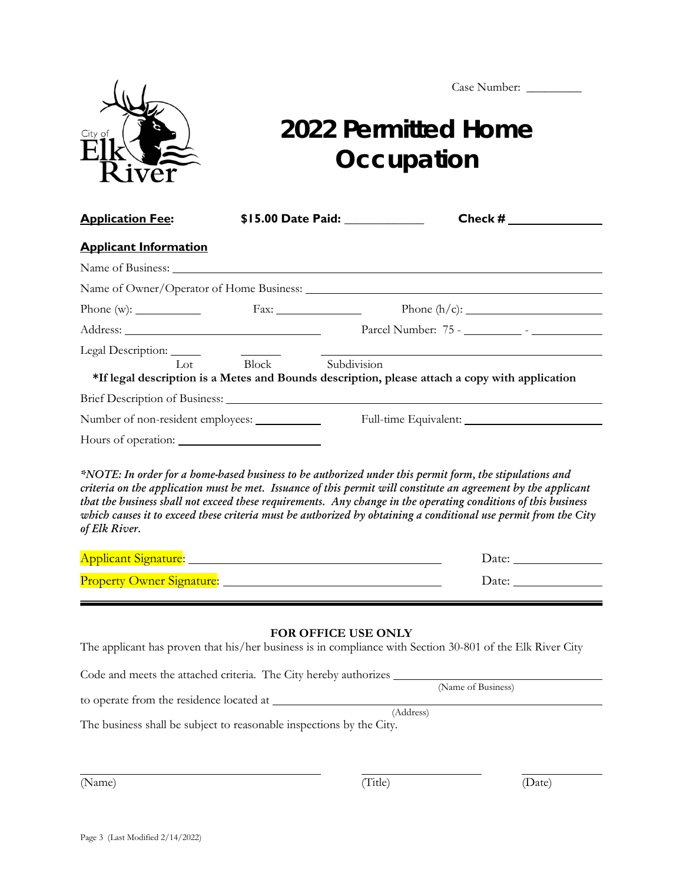Case Number: _________

# 2022 Permitted Home Occupation

**Application Fee:** **$15.00 Date Paid:** ____________ **Check #** ______________

**Applicant Information**

Name of Business: ______________________________________________

Name of Owner/Operator of Home Business: ______________________________________________

Phone (w): ___________ Fax: ______________ Phone (h/c): ______________________

Address: ________________________________ Parcel Number: 75 - _________ - ___________

Legal Description: _____ _____ ______________________________
Lot Block Subdivision

**\*If legal description is a Metes and Bounds description, please attach a copy with application**

Brief Description of Business: ______________________________________________

Number of non-resident employees: ___________ Full-time Equivalent: ______________________

Hours of operation: ________________________

*\*NOTE: In order for a home-based business to be authorized under this permit form, the stipulations and criteria on the application must be met. Issuance of this permit will constitute an agreement by the applicant that the business shall not exceed these requirements. Any change in the operating conditions of this business which causes it to exceed these criteria must be authorized by obtaining a conditional use permit from the City of Elk River.*

Applicant Signature: ________________________________ Date: _____________

Property Owner Signature: ________________________________ Date: _____________

---

**FOR OFFICE USE ONLY**

The applicant has proven that his/her business is in compliance with Section 30-801 of the Elk River City Code and meets the attached criteria. The City hereby authorizes ______________________________
(Name of Business)

to operate from the residence located at ______________________________
(Address)

The business shall be subject to reasonable inspections by the City.

______________________ ______________ __________

(Name) (Title) (Date)